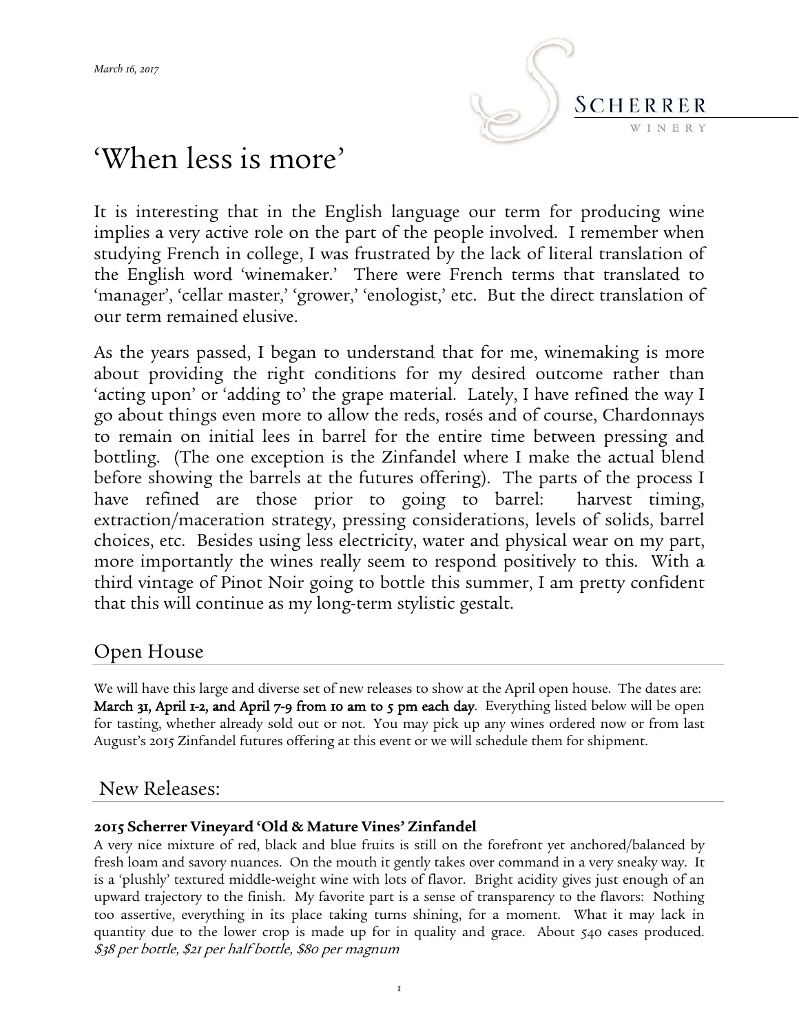*March 16, 2017*

Scherrer Winery

# 'When less is more'

It is interesting that in the English language our term for producing wine implies a very active role on the part of the people involved. I remember when studying French in college, I was frustrated by the lack of literal translation of the English word 'winemaker.' There were French terms that translated to 'manager', 'cellar master,' 'grower,' 'enologist,' etc. But the direct translation of our term remained elusive.

As the years passed, I began to understand that for me, winemaking is more about providing the right conditions for my desired outcome rather than 'acting upon' or 'adding to' the grape material. Lately, I have refined the way I go about things even more to allow the reds, rosés and of course, Chardonnays to remain on initial lees in barrel for the entire time between pressing and bottling. (The one exception is the Zinfandel where I make the actual blend before showing the barrels at the futures offering). The parts of the process I have refined are those prior to going to barrel: harvest timing, extraction/maceration strategy, pressing considerations, levels of solids, barrel choices, etc. Besides using less electricity, water and physical wear on my part, more importantly the wines really seem to respond positively to this. With a third vintage of Pinot Noir going to bottle this summer, I am pretty confident that this will continue as my long-term stylistic gestalt.

## Open House

We will have this large and diverse set of new releases to show at the April open house. The dates are: **March 31, April 1-2, and April 7-9 from 10 am to 5 pm each day**. Everything listed below will be open for tasting, whether already sold out or not. You may pick up any wines ordered now or from last August's 2015 Zinfandel futures offering at this event or we will schedule them for shipment.

## New Releases:

**2015 Scherrer Vineyard 'Old & Mature Vines' Zinfandel**

A very nice mixture of red, black and blue fruits is still on the forefront yet anchored/balanced by fresh loam and savory nuances. On the mouth it gently takes over command in a very sneaky way. It is a 'plushly' textured middle-weight wine with lots of flavor. Bright acidity gives just enough of an upward trajectory to the finish. My favorite part is a sense of transparency to the flavors: Nothing too assertive, everything in its place taking turns shining, for a moment. What it may lack in quantity due to the lower crop is made up for in quality and grace. About 540 cases produced. *$38 per bottle, $21 per half bottle, $80 per magnum*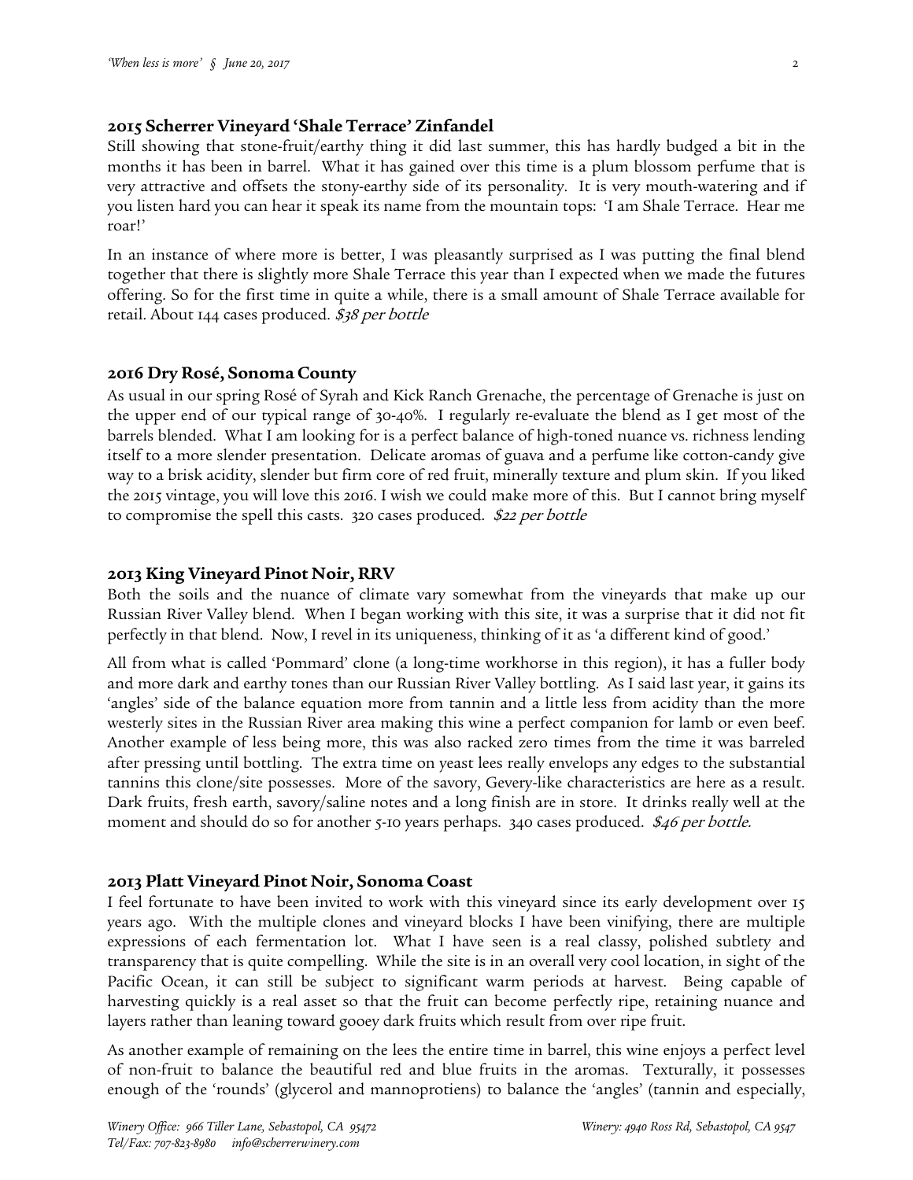### 2015 Scherrer Vineyard 'Shale Terrace' Zinfandel

Still showing that stone-fruit/earthy thing it did last summer, this has hardly budged a bit in the months it has been in barrel. What it has gained over this time is a plum blossom perfume that is very attractive and offsets the stony-earthy side of its personality. It is very mouth-watering and if you listen hard you can hear it speak its name from the mountain tops: 'I am Shale Terrace. Hear me roar!'

In an instance of where more is better, I was pleasantly surprised as I was putting the final blend together that there is slightly more Shale Terrace this year than I expected when we made the futures offering. So for the first time in quite a while, there is a small amount of Shale Terrace available for retail. About 144 cases produced. *$38 per bottle*

### 2016 Dry Rosé, Sonoma County

As usual in our spring Rosé of Syrah and Kick Ranch Grenache, the percentage of Grenache is just on the upper end of our typical range of 30-40%. I regularly re-evaluate the blend as I get most of the barrels blended. What I am looking for is a perfect balance of high-toned nuance vs. richness lending itself to a more slender presentation. Delicate aromas of guava and a perfume like cotton-candy give way to a brisk acidity, slender but firm core of red fruit, minerally texture and plum skin. If you liked the 2015 vintage, you will love this 2016. I wish we could make more of this. But I cannot bring myself to compromise the spell this casts. 320 cases produced. *$22 per bottle*

### 2013 King Vineyard Pinot Noir, RRV

Both the soils and the nuance of climate vary somewhat from the vineyards that make up our Russian River Valley blend. When I began working with this site, it was a surprise that it did not fit perfectly in that blend. Now, I revel in its uniqueness, thinking of it as 'a different kind of good.'

All from what is called 'Pommard' clone (a long-time workhorse in this region), it has a fuller body and more dark and earthy tones than our Russian River Valley bottling. As I said last year, it gains its 'angles' side of the balance equation more from tannin and a little less from acidity than the more westerly sites in the Russian River area making this wine a perfect companion for lamb or even beef. Another example of less being more, this was also racked zero times from the time it was barreled after pressing until bottling. The extra time on yeast lees really envelops any edges to the substantial tannins this clone/site possesses. More of the savory, Gevery-like characteristics are here as a result. Dark fruits, fresh earth, savory/saline notes and a long finish are in store. It drinks really well at the moment and should do so for another 5-10 years perhaps. 340 cases produced. *$46 per bottle.*

### 2013 Platt Vineyard Pinot Noir, Sonoma Coast

I feel fortunate to have been invited to work with this vineyard since its early development over 15 years ago. With the multiple clones and vineyard blocks I have been vinifying, there are multiple expressions of each fermentation lot. What I have seen is a real classy, polished subtlety and transparency that is quite compelling. While the site is in an overall very cool location, in sight of the Pacific Ocean, it can still be subject to significant warm periods at harvest. Being capable of harvesting quickly is a real asset so that the fruit can become perfectly ripe, retaining nuance and layers rather than leaning toward gooey dark fruits which result from over ripe fruit.

As another example of remaining on the lees the entire time in barrel, this wine enjoys a perfect level of non-fruit to balance the beautiful red and blue fruits in the aromas. Texturally, it possesses enough of the 'rounds' (glycerol and mannoprotiens) to balance the 'angles' (tannin and especially,

*Winery Office: 966 Tiller Lane, Sebastopol, CA 95472* *Winery: 4940 Ross Rd, Sebastopol, CA 9547*
*Tel/Fax: 707-823-8980 info@scherrerwinery.com*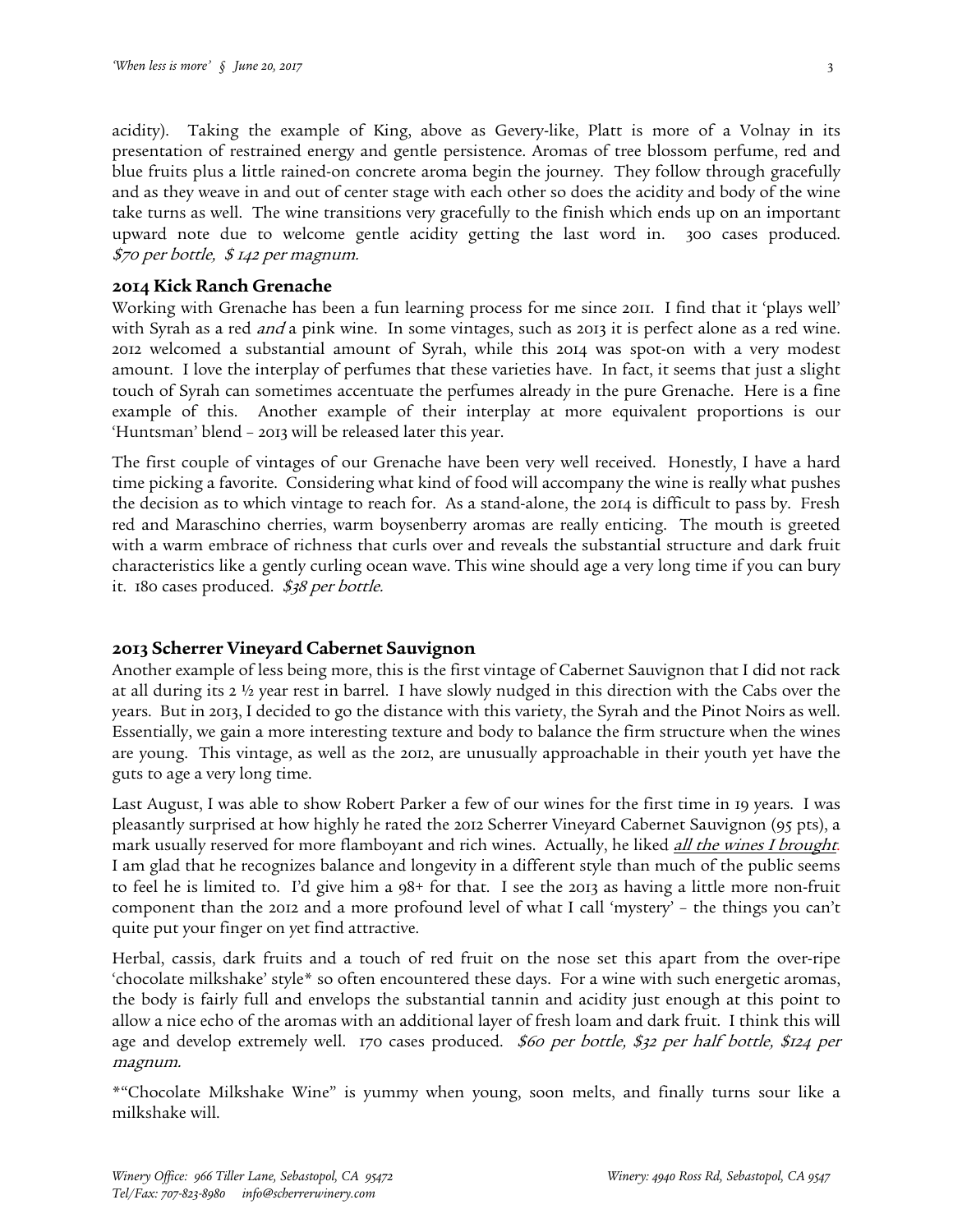acidity). Taking the example of King, above as Gevery-like, Platt is more of a Volnay in its presentation of restrained energy and gentle persistence. Aromas of tree blossom perfume, red and blue fruits plus a little rained-on concrete aroma begin the journey. They follow through gracefully and as they weave in and out of center stage with each other so does the acidity and body of the wine take turns as well. The wine transitions very gracefully to the finish which ends up on an important upward note due to welcome gentle acidity getting the last word in. 300 cases produced. *$70 per bottle, $ 142 per magnum.*

### 2014 Kick Ranch Grenache

Working with Grenache has been a fun learning process for me since 2011. I find that it 'plays well' with Syrah as a red *and* a pink wine. In some vintages, such as 2013 it is perfect alone as a red wine. 2012 welcomed a substantial amount of Syrah, while this 2014 was spot-on with a very modest amount. I love the interplay of perfumes that these varieties have. In fact, it seems that just a slight touch of Syrah can sometimes accentuate the perfumes already in the pure Grenache. Here is a fine example of this. Another example of their interplay at more equivalent proportions is our 'Huntsman' blend – 2013 will be released later this year.

The first couple of vintages of our Grenache have been very well received. Honestly, I have a hard time picking a favorite. Considering what kind of food will accompany the wine is really what pushes the decision as to which vintage to reach for. As a stand-alone, the 2014 is difficult to pass by. Fresh red and Maraschino cherries, warm boysenberry aromas are really enticing. The mouth is greeted with a warm embrace of richness that curls over and reveals the substantial structure and dark fruit characteristics like a gently curling ocean wave. This wine should age a very long time if you can bury it. 180 cases produced. *$38 per bottle.*

### 2013 Scherrer Vineyard Cabernet Sauvignon

Another example of less being more, this is the first vintage of Cabernet Sauvignon that I did not rack at all during its 2 ½ year rest in barrel. I have slowly nudged in this direction with the Cabs over the years. But in 2013, I decided to go the distance with this variety, the Syrah and the Pinot Noirs as well. Essentially, we gain a more interesting texture and body to balance the firm structure when the wines are young. This vintage, as well as the 2012, are unusually approachable in their youth yet have the guts to age a very long time.

Last August, I was able to show Robert Parker a few of our wines for the first time in 19 years. I was pleasantly surprised at how highly he rated the 2012 Scherrer Vineyard Cabernet Sauvignon (95 pts), a mark usually reserved for more flamboyant and rich wines. Actually, he liked ***all the wines I brought***. I am glad that he recognizes balance and longevity in a different style than much of the public seems to feel he is limited to. I'd give him a 98+ for that. I see the 2013 as having a little more non-fruit component than the 2012 and a more profound level of what I call 'mystery' – the things you can't quite put your finger on yet find attractive.

Herbal, cassis, dark fruits and a touch of red fruit on the nose set this apart from the over-ripe 'chocolate milkshake' style* so often encountered these days. For a wine with such energetic aromas, the body is fairly full and envelops the substantial tannin and acidity just enough at this point to allow a nice echo of the aromas with an additional layer of fresh loam and dark fruit. I think this will age and develop extremely well. 170 cases produced. *$60 per bottle, $32 per half bottle, $124 per magnum.*

*"Chocolate Milkshake Wine" is yummy when young, soon melts, and finally turns sour like a milkshake will.

*Winery Office: 966 Tiller Lane, Sebastopol, CA 95472*
*Tel/Fax: 707-823-8980 info@scherrerwinery.com*
*Winery: 4940 Ross Rd, Sebastopol, CA 9547*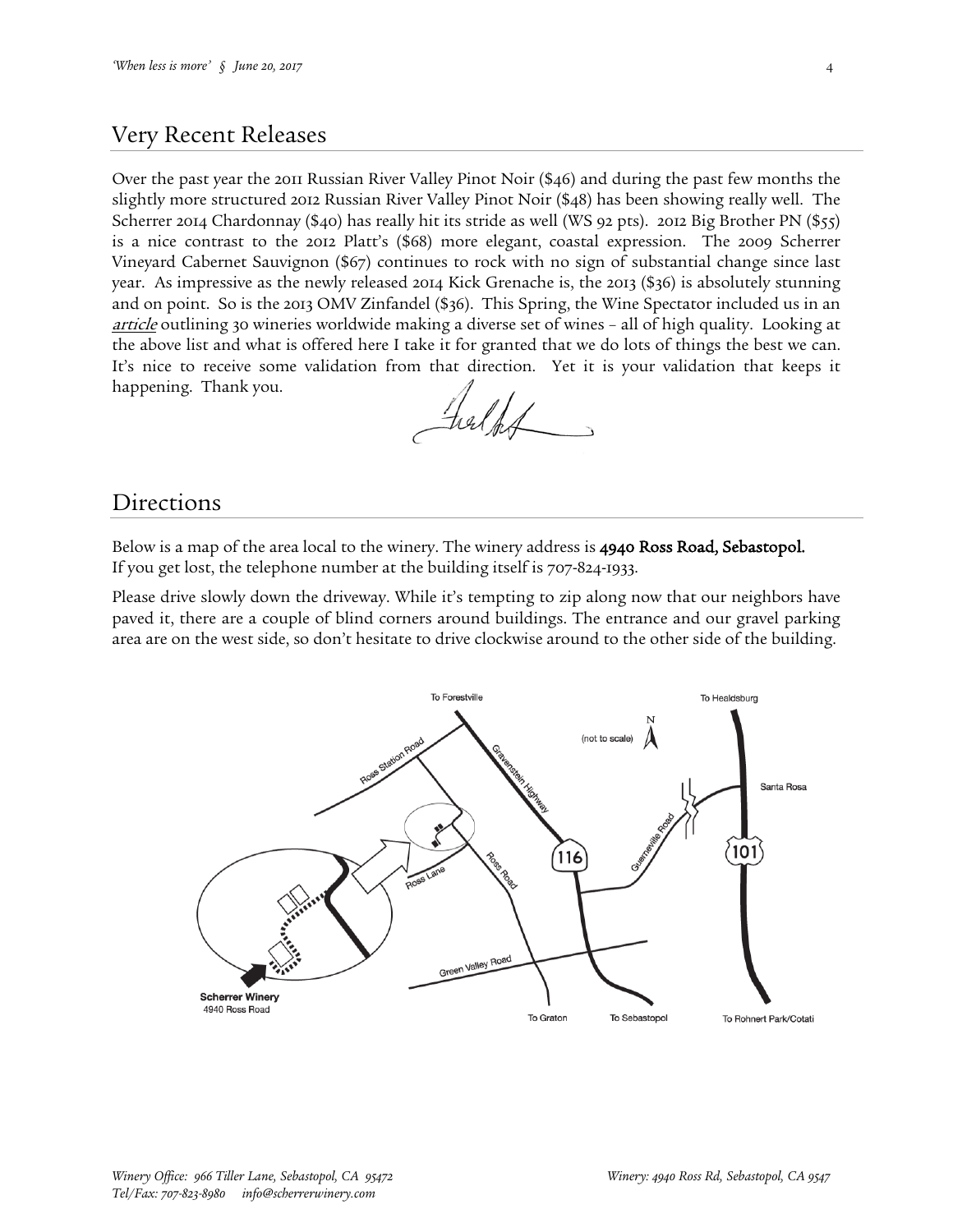## Very Recent Releases

Over the past year the 2011 Russian River Valley Pinot Noir ($46) and during the past few months the slightly more structured 2012 Russian River Valley Pinot Noir ($48) has been showing really well. The Scherrer 2014 Chardonnay ($40) has really hit its stride as well (WS 92 pts). 2012 Big Brother PN ($55) is a nice contrast to the 2012 Platt's ($68) more elegant, coastal expression. The 2009 Scherrer Vineyard Cabernet Sauvignon ($67) continues to rock with no sign of substantial change since last year. As impressive as the newly released 2014 Kick Grenache is, the 2013 ($36) is absolutely stunning and on point. So is the 2013 OMV Zinfandel ($36). This Spring, the Wine Spectator included us in an *article* outlining 30 wineries worldwide making a diverse set of wines – all of high quality. Looking at the above list and what is offered here I take it for granted that we do lots of things the best we can. It's nice to receive some validation from that direction. Yet it is your validation that keeps it happening. Thank you.

## Directions

Below is a map of the area local to the winery. The winery address is **4940 Ross Road, Sebastopol.** If you get lost, the telephone number at the building itself is 707-824-1933.

Please drive slowly down the driveway. While it's tempting to zip along now that our neighbors have paved it, there are a couple of blind corners around buildings. The entrance and our gravel parking area are on the west side, so don't hesitate to drive clockwise around to the other side of the building.

*Winery Office: 966 Tiller Lane, Sebastopol, CA 95472*
*Tel/Fax: 707-823-8980 info@scherrerwinery.com*

*Winery: 4940 Ross Rd, Sebastopol, CA 9547*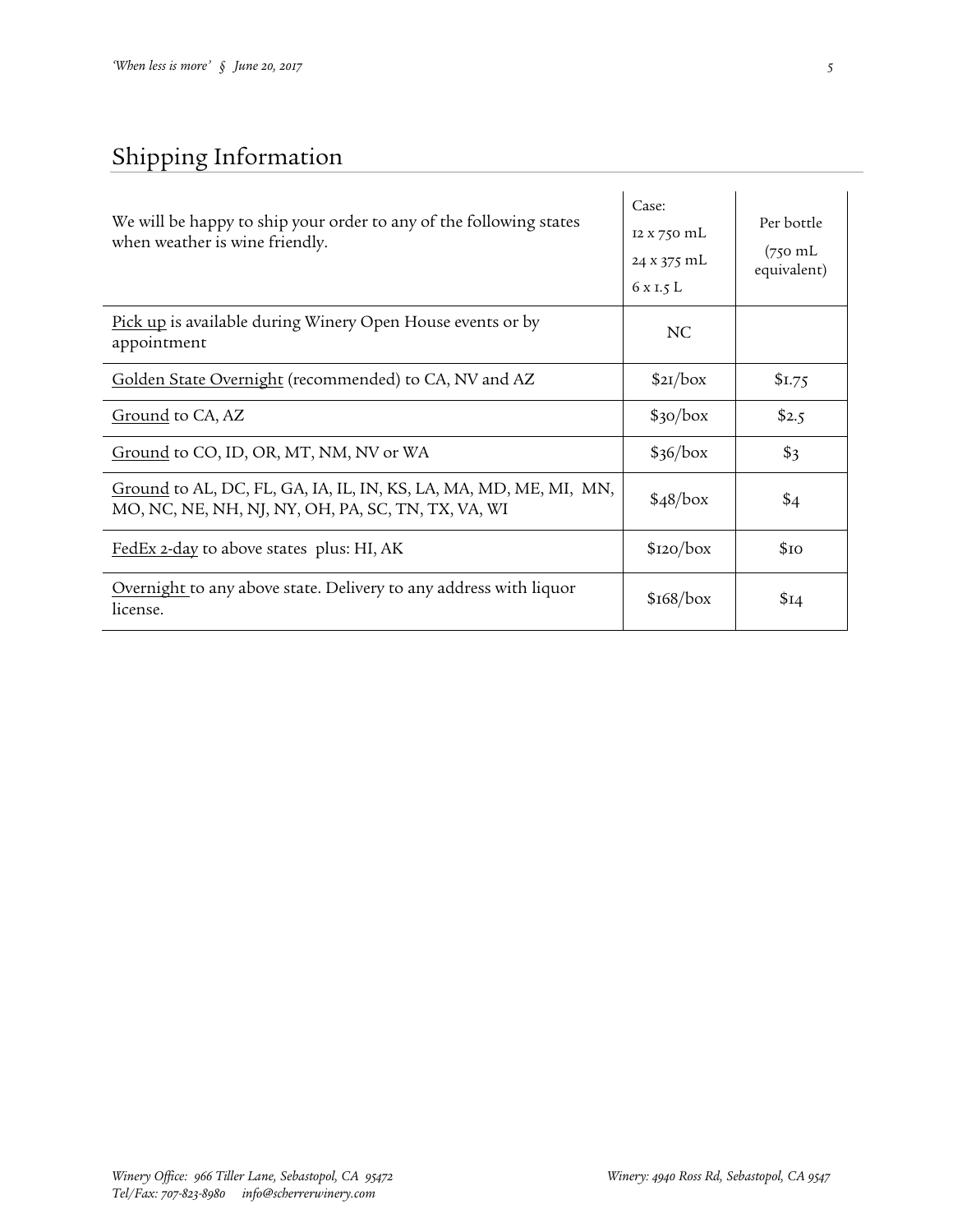## Shipping Information

| We will be happy to ship your order to any of the following states when weather is wine friendly. | Case: 12 x 750 mL 24 x 375 mL 6 x 1.5 L | Per bottle (750 mL equivalent) |
|---|---|---|
| Pick up is available during Winery Open House events or by appointment | NC | |
| Golden State Overnight (recommended) to CA, NV and AZ | $21/box | $1.75 |
| Ground to CA, AZ | $30/box | $2.5 |
| Ground to CO, ID, OR, MT, NM, NV or WA | $36/box | $3 |
| Ground to AL, DC, FL, GA, IA, IL, IN, KS, LA, MA, MD, ME, MI, MN, MO, NC, NE, NH, NJ, NY, OH, PA, SC, TN, TX, VA, WI | $48/box | $4 |
| FedEx 2-day to above states plus: HI, AK | $120/box | $10 |
| Overnight to any above state. Delivery to any address with liquor license. | $168/box | $14 |

*Winery Office: 966 Tiller Lane, Sebastopol, CA 95472*
*Tel/Fax: 707-823-8980 info@scherrerwinery.com*

*Winery: 4940 Ross Rd, Sebastopol, CA 9547*